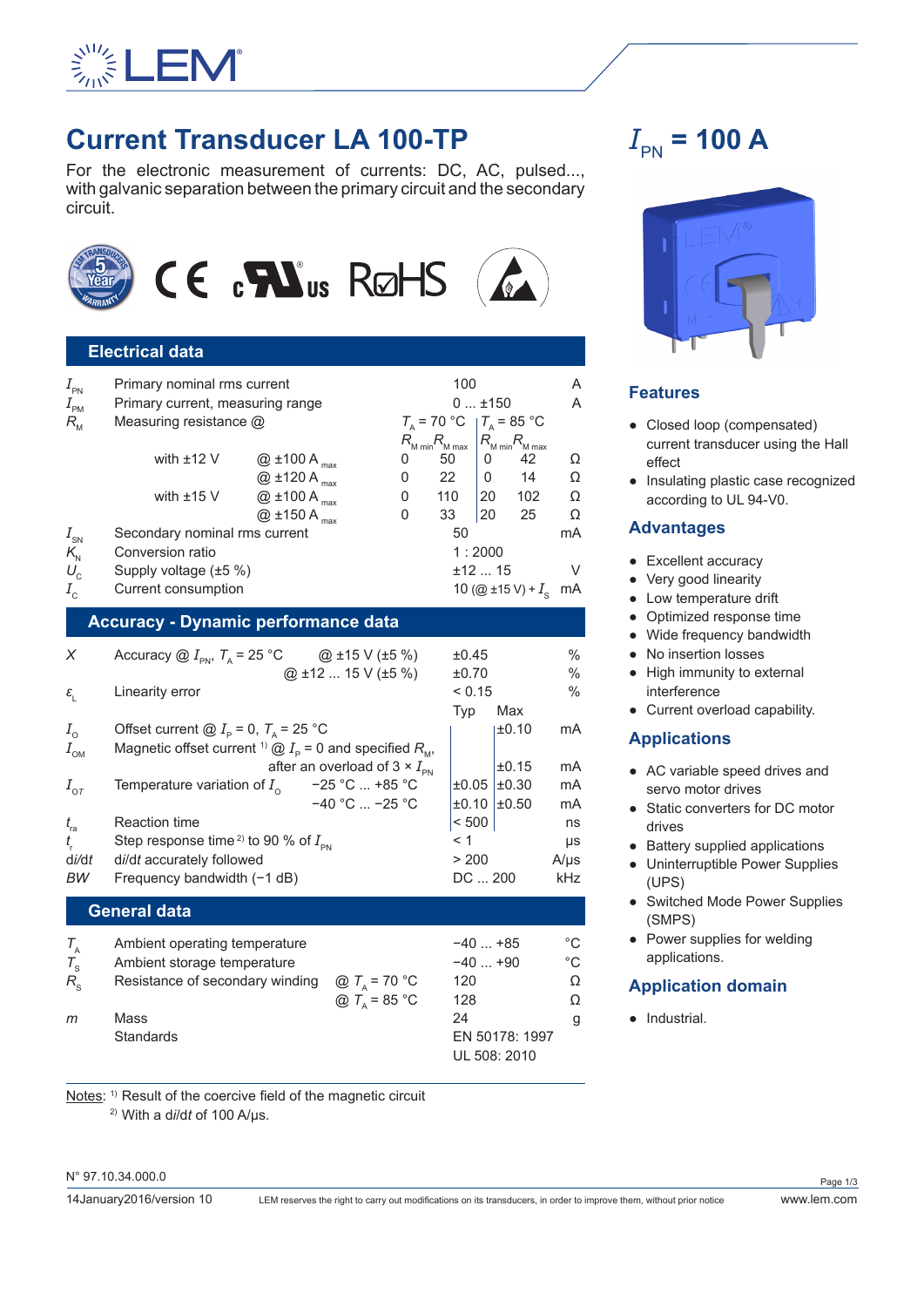# Current Transducer LA 100-TP

$I_{PN}$ = 100 A

For the electronic measurement of currents: DC, AC, pulsed..., with galvanic separation between the primary circuit and the secondary circuit.

## Electrical data

| | | | | | | | | |
|---|---|---|---|---|---|---|---|---|
| $I_{PN}$ | Primary nominal rms current | | | 100 | | | | A |
| $I_{PM}$ | Primary current, measuring range | | | 0 ... ±150 | | | | A |
| $R_M$ | Measuring resistance @ | | | $T_A$ = 70 °C | | $T_A$ = 85 °C | | |
| | | | | $R_{M\,min}$ | $R_{M\,max}$ | $R_{M\,min}$ | $R_{M\,max}$ | |
| | with ±12 V | @ ±100 $A_{max}$ | | 0 | 50 | 0 | 42 | Ω |
| | | @ ±120 $A_{max}$ | | 0 | 22 | 0 | 14 | Ω |
| | with ±15 V | @ ±100 $A_{max}$ | | 0 | 110 | 20 | 102 | Ω |
| | | @ ±150 $A_{max}$ | | 0 | 33 | 20 | 25 | Ω |
| $I_{SN}$ | Secondary nominal rms current | | | 50 | | | | mA |
| $K_N$ | Conversion ratio | | | 1 : 2000 | | | | |
| $U_C$ | Supply voltage (±5 %) | | | ±12 ... 15 | | | | V |
| $I_C$ | Current consumption | | | 10 (@ ±15 V) + $I_S$ | | | | mA |

## Accuracy - Dynamic performance data

| | | | | |
|---|---|---|---|---|
| $X$ | Accuracy @ $I_{PN}$, $T_A$ = 25 °C @ ±15 V (±5 %) | ±0.45 | | % |
| | @ ±12 ... 15 V (±5 %) | ±0.70 | | % |
| $\varepsilon_L$ | Linearity error | < 0.15 | | % |
| | | Typ | Max | |
| $I_O$ | Offset current @ $I_P$ = 0, $T_A$ = 25 °C | | ±0.10 | mA |
| $I_{OM}$ | Magnetic offset current [1] @ $I_P$ = 0 and specified $R_M$, after an overload of 3 × $I_{PN}$ | | ±0.15 | mA |
| $I_{OT}$ | Temperature variation of $I_O$ −25 °C ... +85 °C | ±0.05 | ±0.30 | mA |
| | −40 °C ... −25 °C | ±0.10 | ±0.50 | mA |
| $t_{ra}$ | Reaction time | < 500 | | ns |
| $t_r$ | Step response time [2] to 90 % of $I_{PN}$ | < 1 | | µs |
| d$i$/d$t$ | d$i$/d$t$ accurately followed | > 200 | | A/µs |
| $BW$ | Frequency bandwidth (−1 dB) | DC ... 200 | | kHz |

## General data

| | | | | |
|---|---|---|---|---|
| $T_A$ | Ambient operating temperature | | −40 ... +85 | °C |
| $T_S$ | Ambient storage temperature | | −40 ... +90 | °C |
| $R_S$ | Resistance of secondary winding | @ $T_A$ = 70 °C | 120 | Ω |
| | | @ $T_A$ = 85 °C | 128 | Ω |
| $m$ | Mass | | 24 | g |
| | Standards | | EN 50178: 1997 | |
| | | | UL 508: 2010 | |

Notes: [1] Result of the coercive field of the magnetic circuit
[2] With a d$i$/d$t$ of 100 A/µs.

## Features

- Closed loop (compensated) current transducer using the Hall effect
- Insulating plastic case recognized according to UL 94-V0.

## Advantages

- Excellent accuracy
- Very good linearity
- Low temperature drift
- Optimized response time
- Wide frequency bandwidth
- No insertion losses
- High immunity to external interference
- Current overload capability.

## Applications

- AC variable speed drives and servo motor drives
- Static converters for DC motor drives
- Battery supplied applications
- Uninterruptible Power Supplies (UPS)
- Switched Mode Power Supplies (SMPS)
- Power supplies for welding applications.

## Application domain

- Industrial.

N° 97.10.34.000.0

14January2016/version 10

LEM reserves the right to carry out modifications on its transducers, in order to improve them, without prior notice

www.lem.com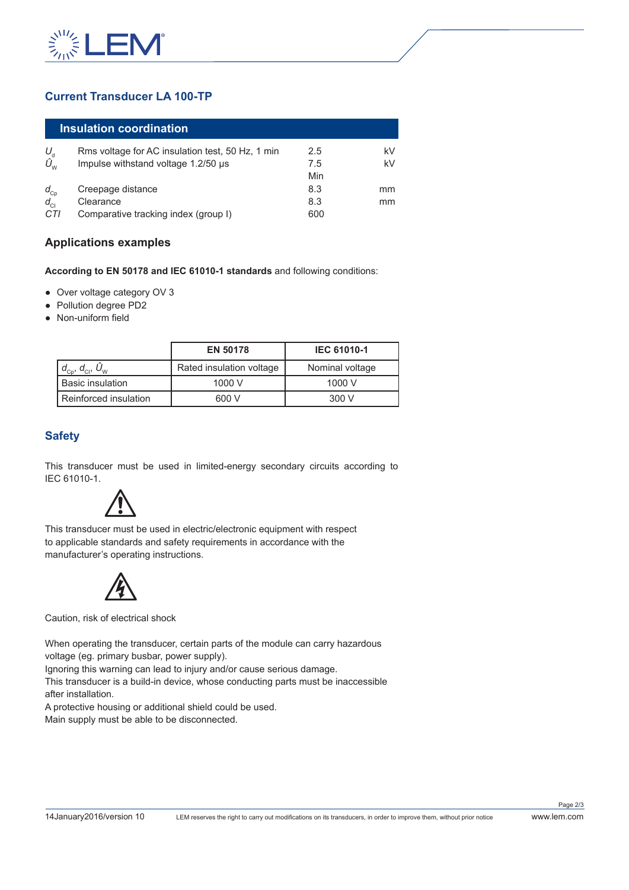## Current Transducer LA 100-TP

### Insulation coordination

| | | | |
|---|---|---|---|
| $U_d$ | Rms voltage for AC insulation test, 50 Hz, 1 min | 2.5 | kV |
| $\hat{U}_W$ | Impulse withstand voltage 1.2/50 µs | 7.5 | kV |
| | | Min | |
| $d_{Cp}$ | Creepage distance | 8.3 | mm |
| $d_{Cl}$ | Clearance | 8.3 | mm |
| *CTI* | Comparative tracking index (group I) | 600 | |

### Applications examples

**According to EN 50178 and IEC 61010-1 standards** and following conditions:

- Over voltage category OV 3
- Pollution degree PD2
- Non-uniform field

| | EN 50178 | IEC 61010-1 |
|---|---|---|
| $d_{Cp}$, $d_{Cl}$, $\hat{U}_W$ | Rated insulation voltage | Nominal voltage |
| Basic insulation | 1000 V | 1000 V |
| Reinforced insulation | 600 V | 300 V |

### Safety

This transducer must be used in limited-energy secondary circuits according to IEC 61010-1.

This transducer must be used in electric/electronic equipment with respect to applicable standards and safety requirements in accordance with the manufacturer's operating instructions.

Caution, risk of electrical shock

When operating the transducer, certain parts of the module can carry hazardous voltage (eg. primary busbar, power supply).
Ignoring this warning can lead to injury and/or cause serious damage.
This transducer is a build-in device, whose conducting parts must be inaccessible after installation.
A protective housing or additional shield could be used.
Main supply must be able to be disconnected.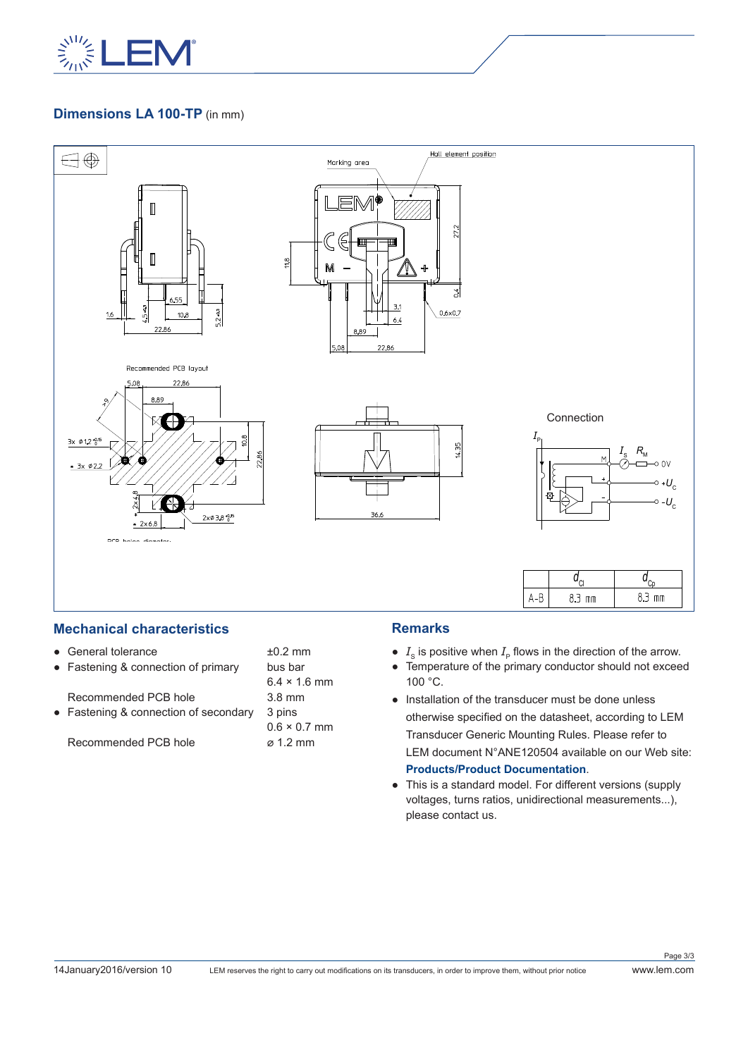## Dimensions LA 100-TP (in mm)

Marking area

Hall element position

LEM

M – +

27.2

11.8

0.4

3.1

6.4

0.6×0.7

8.89

5.08

22.86

1.6

4.5 ±0.3

6.55

10.8

5.2 ±0.3

22.86

Recommended PCB layout

5.08

22.86

8.89

3x ø1.2 +0.15 0

3x ø2.2

10.8

22.86

2x4.8

2x6.8

2xø3.8 +0.15 0

PCB holes diameter

14.35

36.6

Connection

$I_P$

M

$I_S$

$R_M$

0V

+

$+U_C$

–

$-U_C$

| | $d_{Cl}$ | $d_{Cp}$ |
|---|---|---|
| A-B | 8.3 mm | 8.3 mm |

## Mechanical characteristics

- General tolerance ±0.2 mm
- Fastening & connection of primary: bus bar 6.4 × 1.6 mm
  Recommended PCB hole: 3.8 mm
- Fastening & connection of secondary: 3 pins 0.6 × 0.7 mm
  Recommended PCB hole: ⌀ 1.2 mm

## Remarks

- $I_S$ is positive when $I_P$ flows in the direction of the arrow.
- Temperature of the primary conductor should not exceed 100 °C.
- Installation of the transducer must be done unless otherwise specified on the datasheet, according to LEM Transducer Generic Mounting Rules. Please refer to LEM document N°ANE120504 available on our Web site: **Products/Product Documentation**.
- This is a standard model. For different versions (supply voltages, turns ratios, unidirectional measurements...), please contact us.

14January2016/version 10 LEM reserves the right to carry out modifications on its transducers, in order to improve them, without prior notice www.lem.com